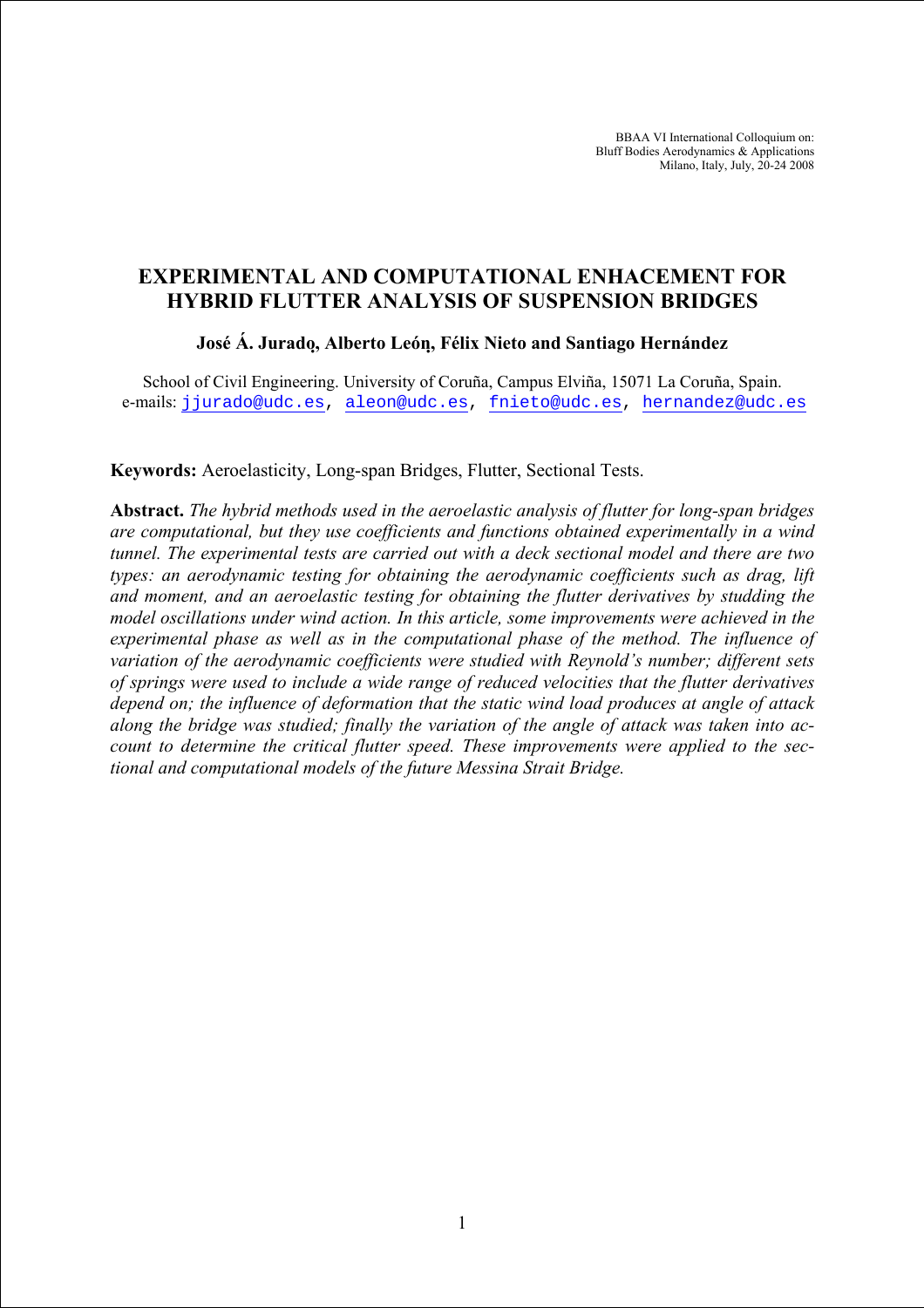BBAA VI International Colloquium on:
Bluff Bodies Aerodynamics & Applications
Milano, Italy, July, 20-24 2008

# EXPERIMENTAL AND COMPUTATIONAL ENHACEMENT FOR HYBRID FLUTTER ANALYSIS OF SUSPENSION BRIDGES

**José Á. Jurado, Alberto León, Félix Nieto and Santiago Hernández**

School of Civil Engineering. University of Coruña, Campus Elviña, 15071 La Coruña, Spain.
e-mails: jjurado@udc.es, aleon@udc.es, fnieto@udc.es, hernandez@udc.es

**Keywords:** Aeroelasticity, Long-span Bridges, Flutter, Sectional Tests.

**Abstract.** *The hybrid methods used in the aeroelastic analysis of flutter for long-span bridges are computational, but they use coefficients and functions obtained experimentally in a wind tunnel. The experimental tests are carried out with a deck sectional model and there are two types: an aerodynamic testing for obtaining the aerodynamic coefficients such as drag, lift and moment, and an aeroelastic testing for obtaining the flutter derivatives by studding the model oscillations under wind action. In this article, some improvements were achieved in the experimental phase as well as in the computational phase of the method. The influence of variation of the aerodynamic coefficients were studied with Reynold's number; different sets of springs were used to include a wide range of reduced velocities that the flutter derivatives depend on; the influence of deformation that the static wind load produces at angle of attack along the bridge was studied; finally the variation of the angle of attack was taken into account to determine the critical flutter speed. These improvements were applied to the sectional and computational models of the future Messina Strait Bridge.*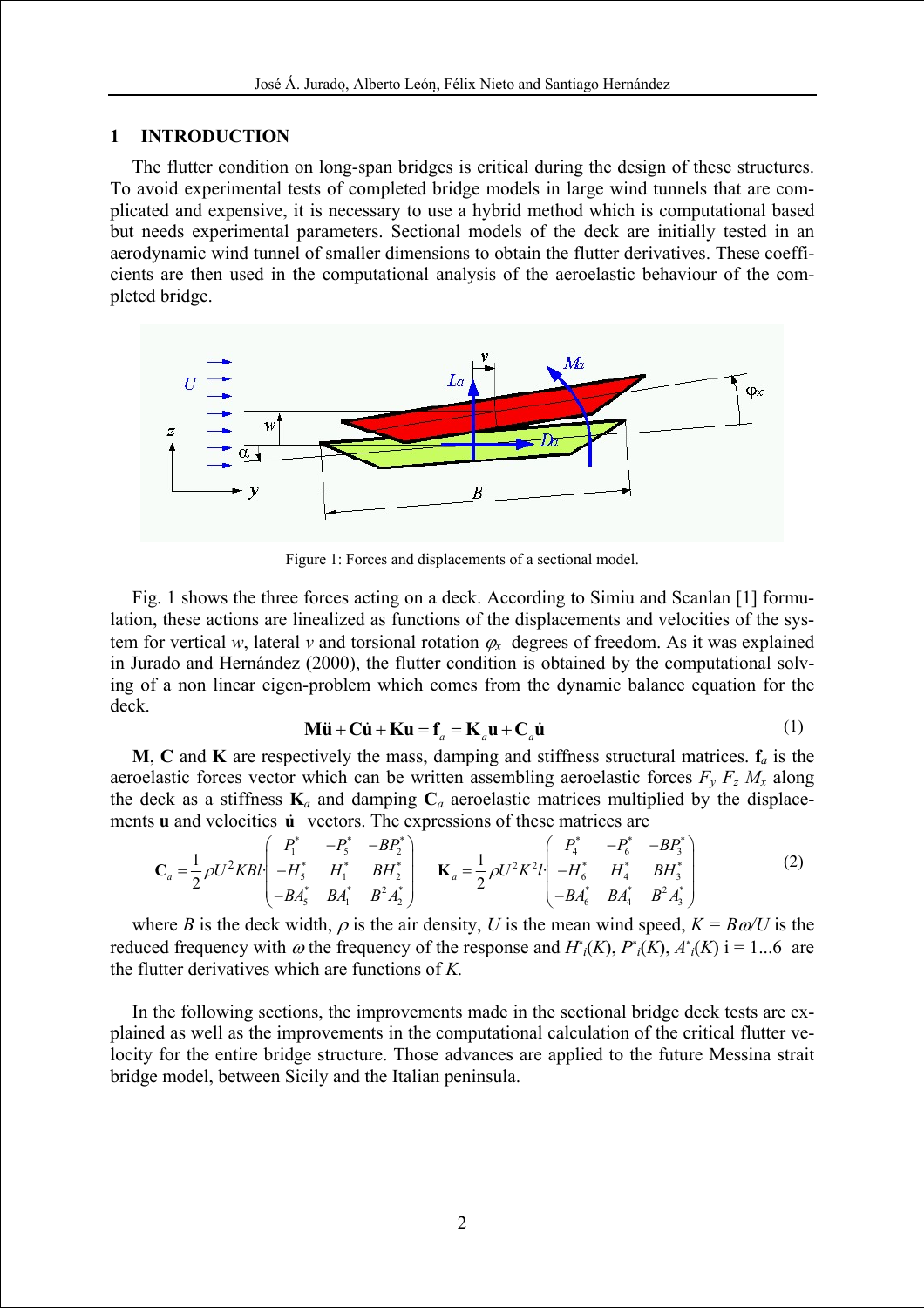## 1 INTRODUCTION

The flutter condition on long-span bridges is critical during the design of these structures. To avoid experimental tests of completed bridge models in large wind tunnels that are complicated and expensive, it is necessary to use a hybrid method which is computational based but needs experimental parameters. Sectional models of the deck are initially tested in an aerodynamic wind tunnel of smaller dimensions to obtain the flutter derivatives. These coefficients are then used in the computational analysis of the aeroelastic behaviour of the completed bridge.

Figure 1: Forces and displacements of a sectional model.

Fig. 1 shows the three forces acting on a deck. According to Simiu and Scanlan [1] formulation, these actions are linealized as functions of the displacements and velocities of the system for vertical $w$, lateral $v$ and torsional rotation $\varphi_x$ degrees of freedom. As it was explained in Jurado and Hernández (2000), the flutter condition is obtained by the computational solving of a non linear eigen-problem which comes from the dynamic balance equation for the deck.

$$\mathbf{M}\ddot{\mathbf{u}} + \mathbf{C}\dot{\mathbf{u}} + \mathbf{K}\mathbf{u} = \mathbf{f}_a = \mathbf{K}_a\mathbf{u} + \mathbf{C}_a\dot{\mathbf{u}} \tag{1}$$

**M**, **C** and **K** are respectively the mass, damping and stiffness structural matrices. $\mathbf{f}_a$ is the aeroelastic forces vector which can be written assembling aeroelastic forces $F_y$ $F_z$ $M_x$ along the deck as a stiffness $\mathbf{K}_a$ and damping $\mathbf{C}_a$ aeroelastic matrices multiplied by the displacements $\mathbf{u}$ and velocities $\dot{\mathbf{u}}$ vectors. The expressions of these matrices are

$$\mathbf{C}_a = \frac{1}{2}\rho U^2 KBl \cdot \begin{pmatrix} P_1^* & -P_5^* & -BP_2^* \\ -H_5^* & H_1^* & BH_2^* \\ -BA_5^* & BA_1^* & B^2 A_2^* \end{pmatrix} \quad \mathbf{K}_a = \frac{1}{2}\rho U^2 K^2 l \cdot \begin{pmatrix} P_4^* & -P_6^* & -BP_3^* \\ -H_6^* & H_4^* & BH_3^* \\ -BA_6^* & BA_4^* & B^2 A_3^* \end{pmatrix} \tag{2}$$

where $B$ is the deck width, $\rho$ is the air density, $U$ is the mean wind speed, $K = B\omega/U$ is the reduced frequency with $\omega$ the frequency of the response and $H^*_i(K)$, $P^*_i(K)$, $A^*_i(K)$ i = 1...6 are the flutter derivatives which are functions of $K$.

In the following sections, the improvements made in the sectional bridge deck tests are explained as well as the improvements in the computational calculation of the critical flutter velocity for the entire bridge structure. Those advances are applied to the future Messina strait bridge model, between Sicily and the Italian peninsula.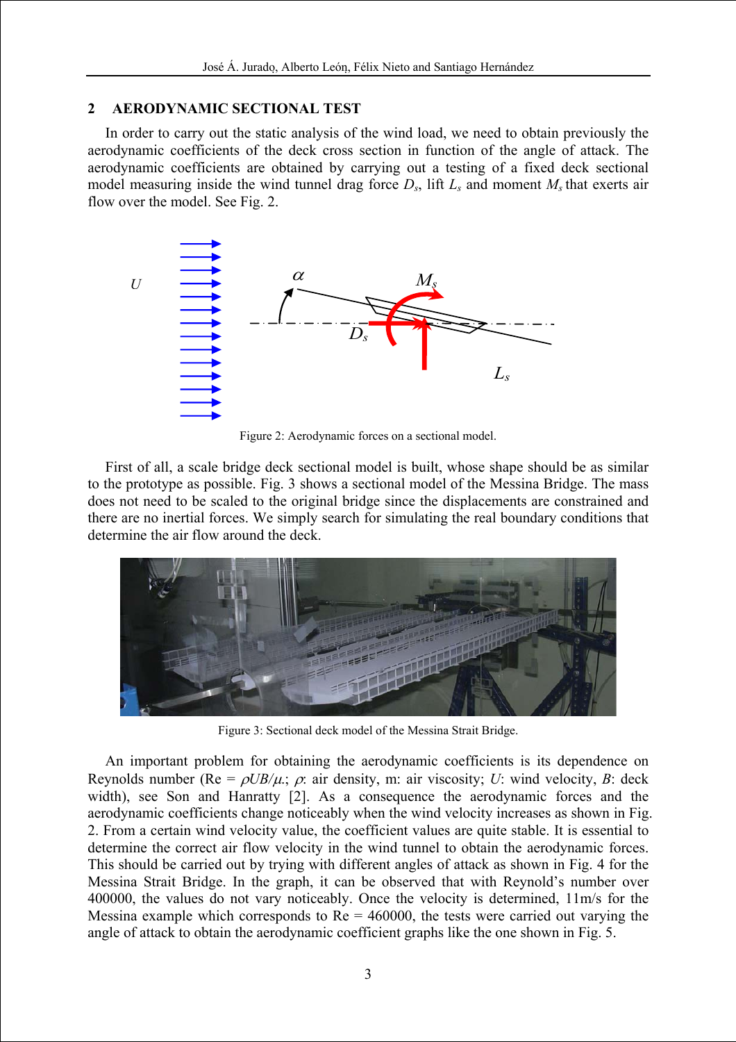## 2 AERODYNAMIC SECTIONAL TEST

In order to carry out the static analysis of the wind load, we need to obtain previously the aerodynamic coefficients of the deck cross section in function of the angle of attack. The aerodynamic coefficients are obtained by carrying out a testing of a fixed deck sectional model measuring inside the wind tunnel drag force $D_s$, lift $L_s$ and moment $M_s$ that exerts air flow over the model. See Fig. 2.

Figure 2: Aerodynamic forces on a sectional model.

First of all, a scale bridge deck sectional model is built, whose shape should be as similar to the prototype as possible. Fig. 3 shows a sectional model of the Messina Bridge. The mass does not need to be scaled to the original bridge since the displacements are constrained and there are no inertial forces. We simply search for simulating the real boundary conditions that determine the air flow around the deck.

Figure 3: Sectional deck model of the Messina Strait Bridge.

An important problem for obtaining the aerodynamic coefficients is its dependence on Reynolds number (Re = $\rho UB/\mu$.; $\rho$: air density, m: air viscosity; $U$: wind velocity, $B$: deck width), see Son and Hanratty [2]. As a consequence the aerodynamic forces and the aerodynamic coefficients change noticeably when the wind velocity increases as shown in Fig. 2. From a certain wind velocity value, the coefficient values are quite stable. It is essential to determine the correct air flow velocity in the wind tunnel to obtain the aerodynamic forces. This should be carried out by trying with different angles of attack as shown in Fig. 4 for the Messina Strait Bridge. In the graph, it can be observed that with Reynold's number over 400000, the values do not vary noticeably. Once the velocity is determined, 11m/s for the Messina example which corresponds to Re = 460000, the tests were carried out varying the angle of attack to obtain the aerodynamic coefficient graphs like the one shown in Fig. 5.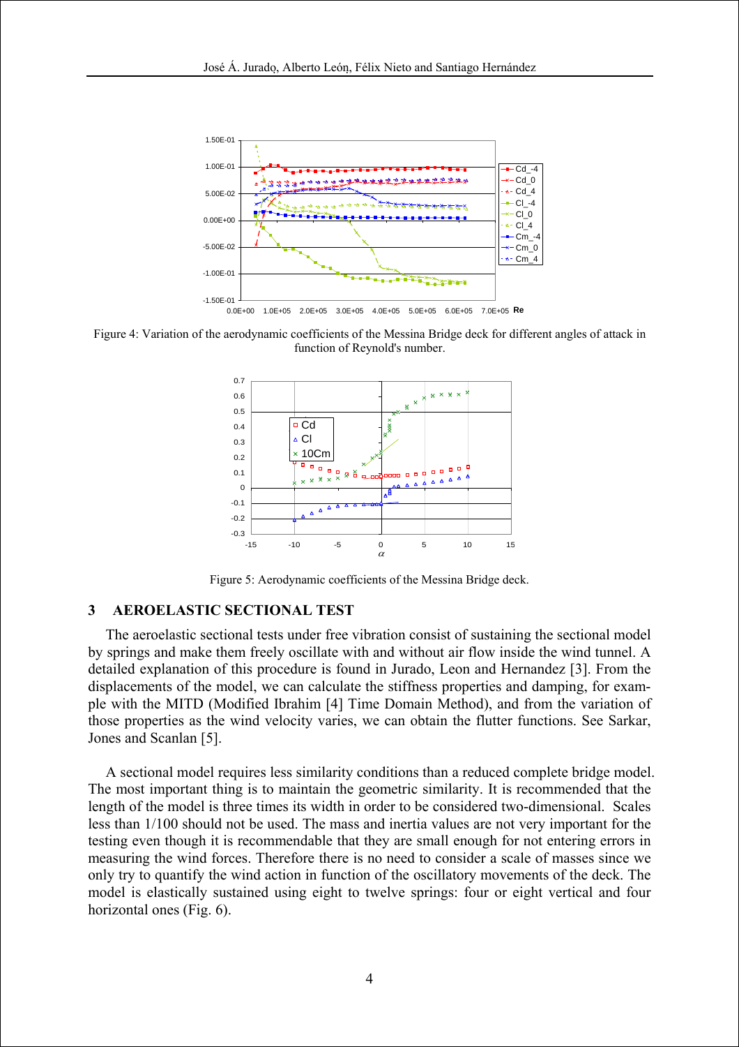Figure 4: Variation of the aerodynamic coefficients of the Messina Bridge deck for different angles of attack in function of Reynold's number.

Figure 5: Aerodynamic coefficients of the Messina Bridge deck.

## 3 AEROELASTIC SECTIONAL TEST

The aeroelastic sectional tests under free vibration consist of sustaining the sectional model by springs and make them freely oscillate with and without air flow inside the wind tunnel. A detailed explanation of this procedure is found in Jurado, Leon and Hernandez [3]. From the displacements of the model, we can calculate the stiffness properties and damping, for example with the MITD (Modified Ibrahim [4] Time Domain Method), and from the variation of those properties as the wind velocity varies, we can obtain the flutter functions. See Sarkar, Jones and Scanlan [5].

A sectional model requires less similarity conditions than a reduced complete bridge model. The most important thing is to maintain the geometric similarity. It is recommended that the length of the model is three times its width in order to be considered two-dimensional. Scales less than 1/100 should not be used. The mass and inertia values are not very important for the testing even though it is recommendable that they are small enough for not entering errors in measuring the wind forces. Therefore there is no need to consider a scale of masses since we only try to quantify the wind action in function of the oscillatory movements of the deck. The model is elastically sustained using eight to twelve springs: four or eight vertical and four horizontal ones (Fig. 6).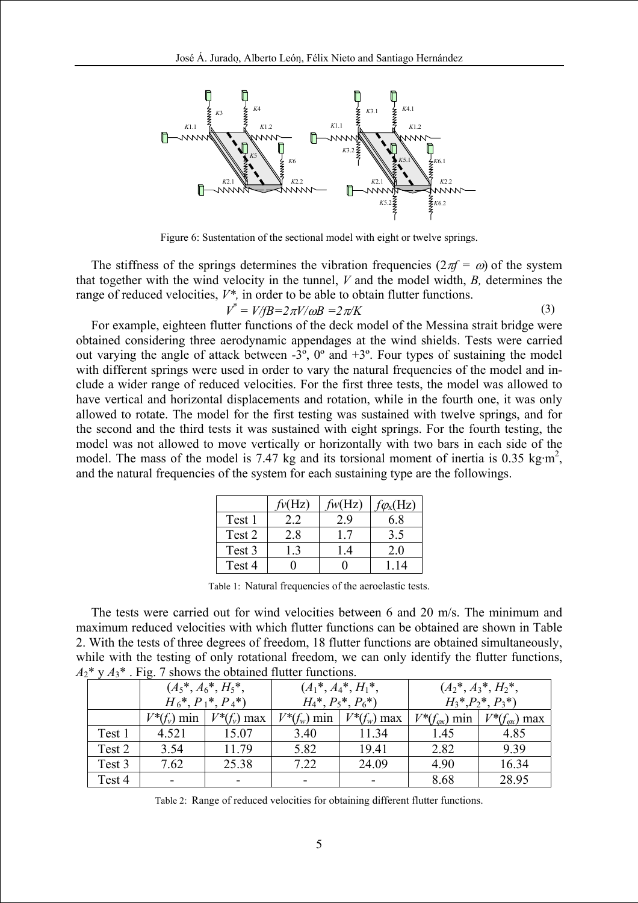Figure 6: Sustentation of the sectional model with eight or twelve springs.

The stiffness of the springs determines the vibration frequencies ($2\pi f = \omega$) of the system that together with the wind velocity in the tunnel, $V$ and the model width, $B$, determines the range of reduced velocities, $V^*$, in order to be able to obtain flutter functions.

$$V^* = V/fB = 2\pi V/\omega B = 2\pi/K \tag{3}$$

For example, eighteen flutter functions of the deck model of the Messina strait bridge were obtained considering three aerodynamic appendages at the wind shields. Tests were carried out varying the angle of attack between -3º, 0º and +3º. Four types of sustaining the model with different springs were used in order to vary the natural frequencies of the model and include a wider range of reduced velocities. For the first three tests, the model was allowed to have vertical and horizontal displacements and rotation, while in the fourth one, it was only allowed to rotate. The model for the first testing was sustained with twelve springs, and for the second and the third tests it was sustained with eight springs. For the fourth testing, the model was not allowed to move vertically or horizontally with two bars in each side of the model. The mass of the model is 7.47 kg and its torsional moment of inertia is 0.35 kg·m$^2$, and the natural frequencies of the system for each sustaining type are the followings.

| | $fv$(Hz) | $fw$(Hz) | $f\varphi_x$(Hz) |
|---|---|---|---|
| Test 1 | 2.2 | 2.9 | 6.8 |
| Test 2 | 2.8 | 1.7 | 3.5 |
| Test 3 | 1.3 | 1.4 | 2.0 |
| Test 4 | 0 | 0 | 1.14 |

Table 1: Natural frequencies of the aeroelastic tests.

The tests were carried out for wind velocities between 6 and 20 m/s. The minimum and maximum reduced velocities with which flutter functions can be obtained are shown in Table 2. With the tests of three degrees of freedom, 18 flutter functions are obtained simultaneously, while with the testing of only rotational freedom, we can only identify the flutter functions, $A_2$\* y $A_3$\* . Fig. 7 shows the obtained flutter functions.

| | ($A_5$\*, $A_6$\*, $H_5$\*, $H_6$\*, $P_1$\*, $P_4$\*) | | ($A_1$\*, $A_4$\*, $H_1$\*, $H_4$\*, $P_5$\*, $P_6$\*) | | ($A_2$\*, $A_3$\*, $H_2$\*, $H_3$\*,$P_2$\*, $P_3$\*) | |
|---|---|---|---|---|---|---|
| | $V^*(f_v)$ min | $V^*(f_v)$ max | $V^*(f_w)$ min | $V^*(f_w)$ max | $V^*(f_{\varphi x})$ min | $V^*(f_{\varphi x})$ max |
| Test 1 | 4.521 | 15.07 | 3.40 | 11.34 | 1.45 | 4.85 |
| Test 2 | 3.54 | 11.79 | 5.82 | 19.41 | 2.82 | 9.39 |
| Test 3 | 7.62 | 25.38 | 7.22 | 24.09 | 4.90 | 16.34 |
| Test 4 | - | - | - | - | 8.68 | 28.95 |

Table 2: Range of reduced velocities for obtaining different flutter functions.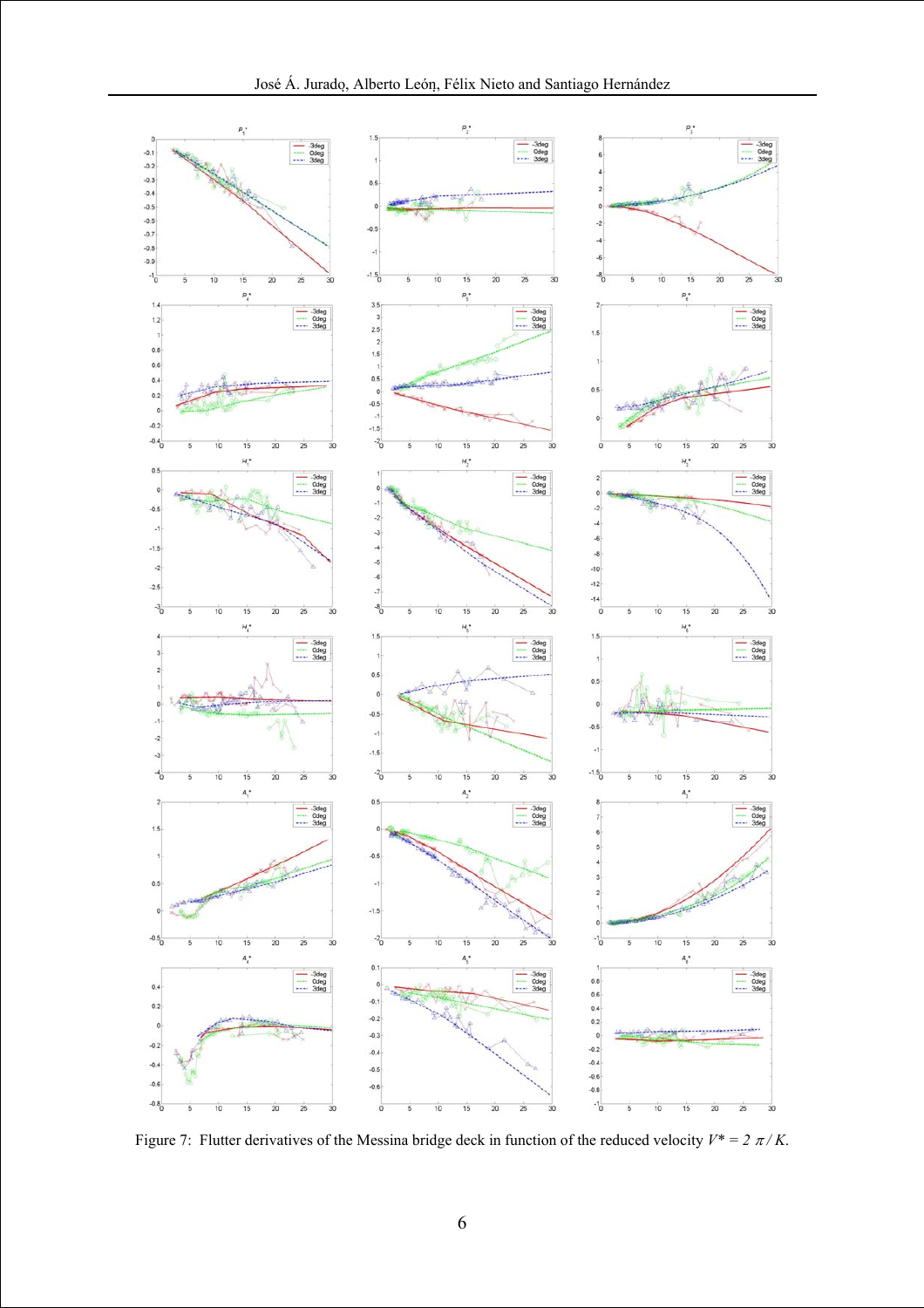Figure 7: Flutter derivatives of the Messina bridge deck in function of the reduced velocity $V^* = 2\pi / K$.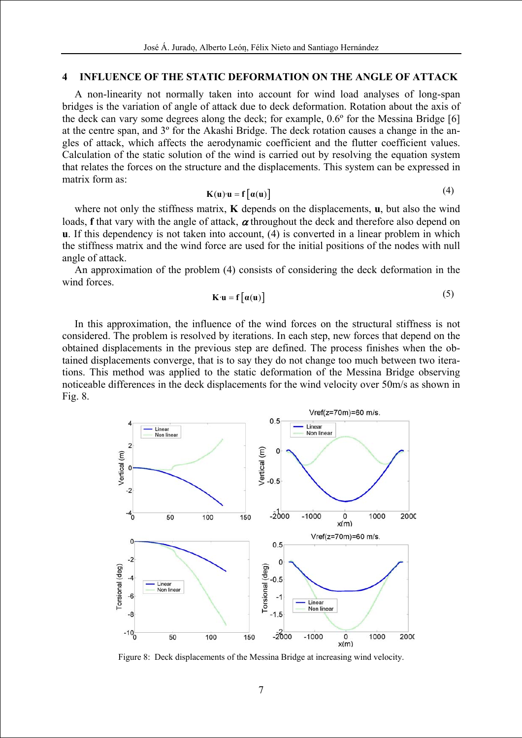## 4 INFLUENCE OF THE STATIC DEFORMATION ON THE ANGLE OF ATTACK

A non-linearity not normally taken into account for wind load analyses of long-span bridges is the variation of angle of attack due to deck deformation. Rotation about the axis of the deck can vary some degrees along the deck; for example, 0.6º for the Messina Bridge [6] at the centre span, and 3º for the Akashi Bridge. The deck rotation causes a change in the angles of attack, which affects the aerodynamic coefficient and the flutter coefficient values. Calculation of the static solution of the wind is carried out by resolving the equation system that relates the forces on the structure and the displacements. This system can be expressed in matrix form as:

$$\mathbf{K}(\mathbf{u})\cdot\mathbf{u} = \mathbf{f}\left[\boldsymbol{\alpha}(\mathbf{u})\right] \tag{4}$$

where not only the stiffness matrix, **K** depends on the displacements, **u**, but also the wind loads, **f** that vary with the angle of attack, $\alpha$ throughout the deck and therefore also depend on **u**. If this dependency is not taken into account, (4) is converted in a linear problem in which the stiffness matrix and the wind force are used for the initial positions of the nodes with null angle of attack.

An approximation of the problem (4) consists of considering the deck deformation in the wind forces.

$$\mathbf{K}\cdot\mathbf{u} = \mathbf{f}\left[\boldsymbol{\alpha}(\mathbf{u})\right] \tag{5}$$

In this approximation, the influence of the wind forces on the structural stiffness is not considered. The problem is resolved by iterations. In each step, new forces that depend on the obtained displacements in the previous step are defined. The process finishes when the obtained displacements converge, that is to say they do not change too much between two iterations. This method was applied to the static deformation of the Messina Bridge observing noticeable differences in the deck displacements for the wind velocity over 50m/s as shown in Fig. 8.

Figure 8: Deck displacements of the Messina Bridge at increasing wind velocity.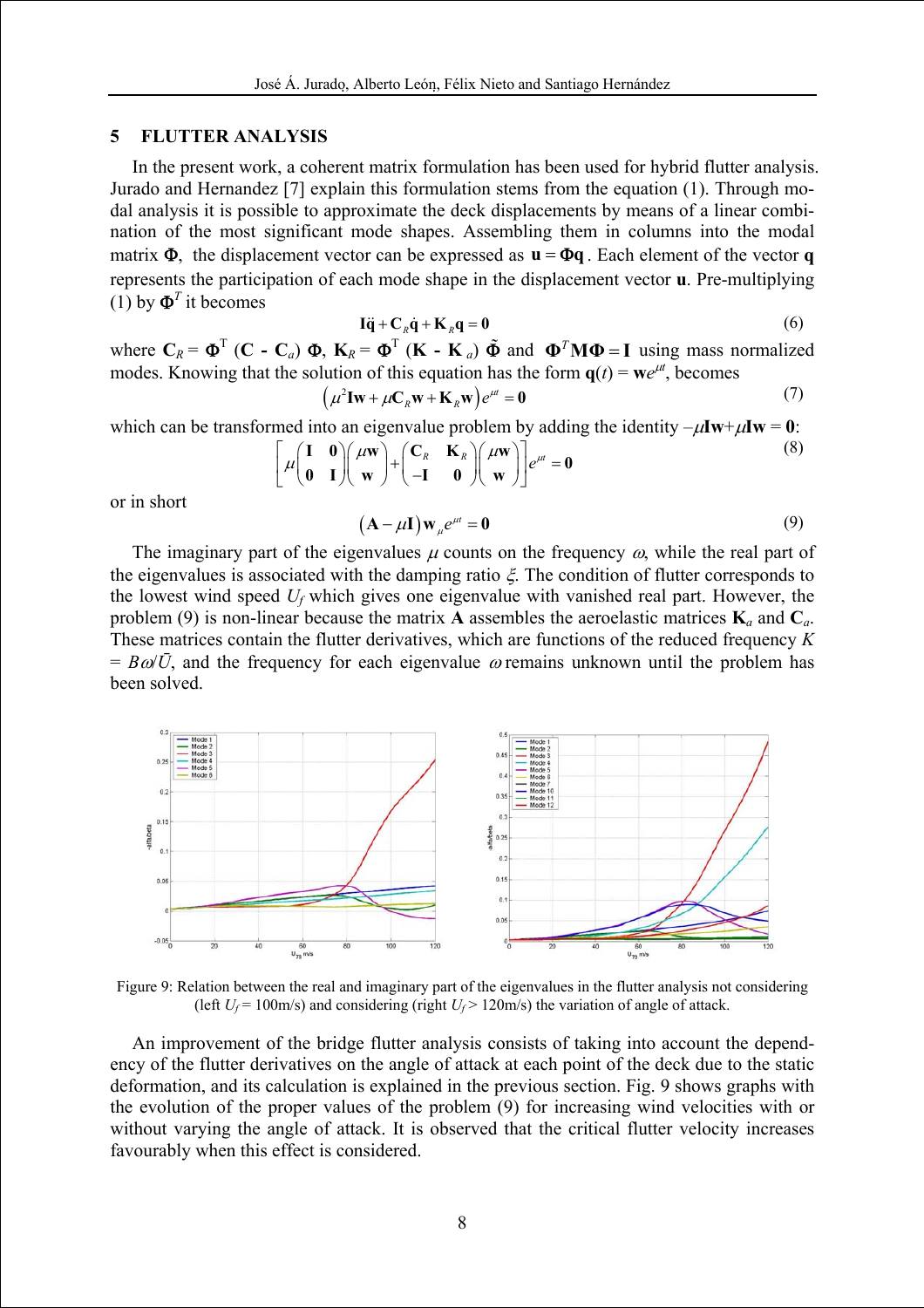## 5 FLUTTER ANALYSIS

In the present work, a coherent matrix formulation has been used for hybrid flutter analysis. Jurado and Hernandez [7] explain this formulation stems from the equation (1). Through modal analysis it is possible to approximate the deck displacements by means of a linear combination of the most significant mode shapes. Assembling them in columns into the modal matrix $\mathbf{\Phi}$, the displacement vector can be expressed as $\mathbf{u} = \mathbf{\Phi q}$. Each element of the vector $\mathbf{q}$ represents the participation of each mode shape in the displacement vector $\mathbf{u}$. Pre-multiplying (1) by $\mathbf{\Phi}^T$ it becomes

$$\mathbf{I\ddot{q}} + \mathbf{C}_R\mathbf{\dot{q}} + \mathbf{K}_R\mathbf{q} = \mathbf{0} \tag{6}$$

where $\mathbf{C}_R = \mathbf{\Phi}^T (\mathbf{C} - \mathbf{C}_a)\, \mathbf{\Phi}$, $\mathbf{K}_R = \mathbf{\Phi}^T (\mathbf{K} - \mathbf{K}_a)\, \tilde{\mathbf{\Phi}}$ and $\mathbf{\Phi}^T\mathbf{M\Phi} = \mathbf{I}$ using mass normalized modes. Knowing that the solution of this equation has the form $\mathbf{q}(t) = \mathbf{w}e^{\mu t}$, becomes

$$\left(\mu^2\mathbf{Iw} + \mu\mathbf{C}_R\mathbf{w} + \mathbf{K}_R\mathbf{w}\right)e^{\mu t} = \mathbf{0} \tag{7}$$

which can be transformed into an eigenvalue problem by adding the identity $-\mu\mathbf{Iw}+\mu\mathbf{Iw} = \mathbf{0}$:

$$\left[\mu\begin{pmatrix}\mathbf{I} & \mathbf{0}\\ \mathbf{0} & \mathbf{I}\end{pmatrix}\begin{pmatrix}\mu\mathbf{w}\\ \mathbf{w}\end{pmatrix} + \begin{pmatrix}\mathbf{C}_R & \mathbf{K}_R\\ -\mathbf{I} & \mathbf{0}\end{pmatrix}\begin{pmatrix}\mu\mathbf{w}\\ \mathbf{w}\end{pmatrix}\right]e^{\mu t} = \mathbf{0} \tag{8}$$

or in short

$$\left(\mathbf{A} - \mu\mathbf{I}\right)\mathbf{w}_{\mu}e^{\mu t} = \mathbf{0} \tag{9}$$

The imaginary part of the eigenvalues $\mu$ counts on the frequency $\omega$, while the real part of the eigenvalues is associated with the damping ratio $\xi$. The condition of flutter corresponds to the lowest wind speed $U_f$ which gives one eigenvalue with vanished real part. However, the problem (9) is non-linear because the matrix $\mathbf{A}$ assembles the aeroelastic matrices $\mathbf{K}_a$ and $\mathbf{C}_a$. These matrices contain the flutter derivatives, which are functions of the reduced frequency $K = B\omega/\bar{U}$, and the frequency for each eigenvalue $\omega$ remains unknown until the problem has been solved.

Figure 9: Relation between the real and imaginary part of the eigenvalues in the flutter analysis not considering (left $U_f = 100$m/s) and considering (right $U_f > 120$m/s) the variation of angle of attack.

An improvement of the bridge flutter analysis consists of taking into account the dependency of the flutter derivatives on the angle of attack at each point of the deck due to the static deformation, and its calculation is explained in the previous section. Fig. 9 shows graphs with the evolution of the proper values of the problem (9) for increasing wind velocities with or without varying the angle of attack. It is observed that the critical flutter velocity increases favourably when this effect is considered.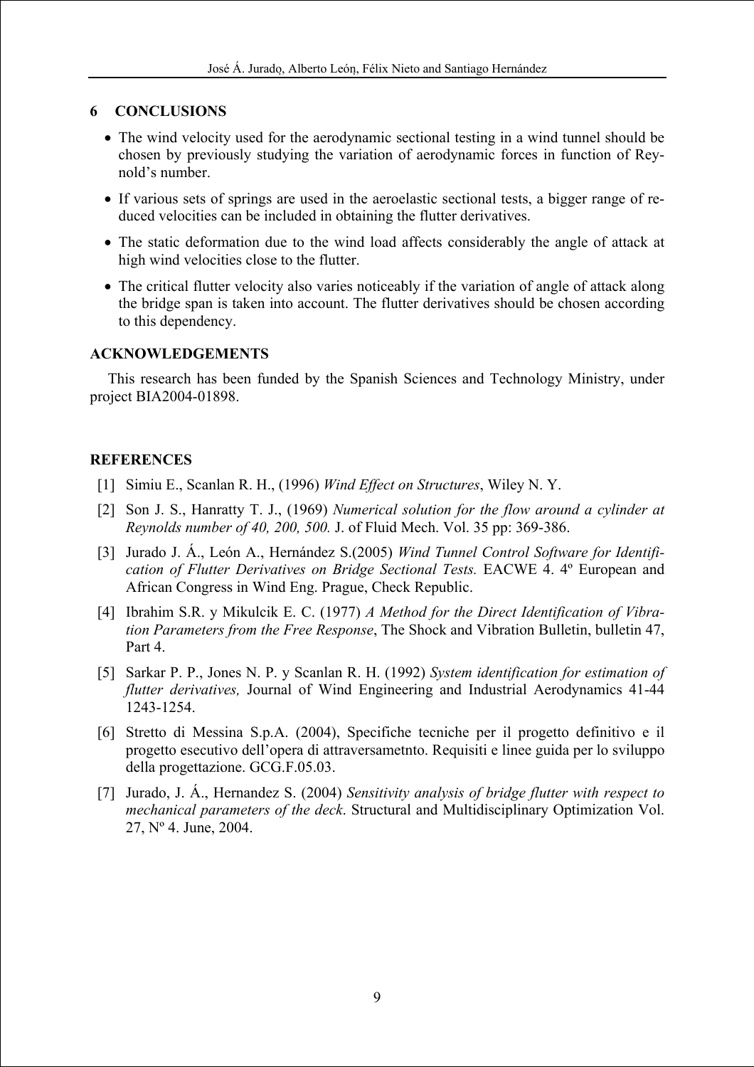## 6 CONCLUSIONS

- The wind velocity used for the aerodynamic sectional testing in a wind tunnel should be chosen by previously studying the variation of aerodynamic forces in function of Reynold's number.
- If various sets of springs are used in the aeroelastic sectional tests, a bigger range of reduced velocities can be included in obtaining the flutter derivatives.
- The static deformation due to the wind load affects considerably the angle of attack at high wind velocities close to the flutter.
- The critical flutter velocity also varies noticeably if the variation of angle of attack along the bridge span is taken into account. The flutter derivatives should be chosen according to this dependency.

## ACKNOWLEDGEMENTS

This research has been funded by the Spanish Sciences and Technology Ministry, under project BIA2004-01898.

## REFERENCES

[1] Simiu E., Scanlan R. H., (1996) *Wind Effect on Structures*, Wiley N. Y.

[2] Son J. S., Hanratty T. J., (1969) *Numerical solution for the flow around a cylinder at Reynolds number of 40, 200, 500.* J. of Fluid Mech. Vol. 35 pp: 369-386.

[3] Jurado J. Á., León A., Hernández S.(2005) *Wind Tunnel Control Software for Identification of Flutter Derivatives on Bridge Sectional Tests.* EACWE 4. 4º European and African Congress in Wind Eng. Prague, Check Republic.

[4] Ibrahim S.R. y Mikulcik E. C. (1977) *A Method for the Direct Identification of Vibration Parameters from the Free Response*, The Shock and Vibration Bulletin, bulletin 47, Part 4.

[5] Sarkar P. P., Jones N. P. y Scanlan R. H. (1992) *System identification for estimation of flutter derivatives,* Journal of Wind Engineering and Industrial Aerodynamics 41-44 1243-1254.

[6] Stretto di Messina S.p.A. (2004), Specifiche tecniche per il progetto definitivo e il progetto esecutivo dell'opera di attraversametnto. Requisiti e linee guida per lo sviluppo della progettazione. GCG.F.05.03.

[7] Jurado, J. Á., Hernandez S. (2004) *Sensitivity analysis of bridge flutter with respect to mechanical parameters of the deck*. Structural and Multidisciplinary Optimization Vol. 27, Nº 4. June, 2004.